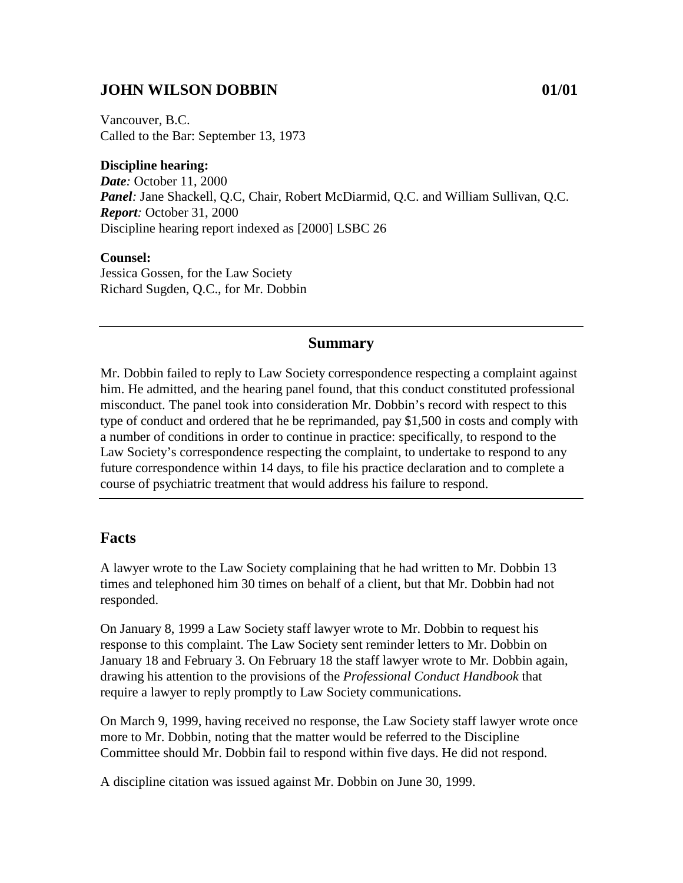# JOHN WILSON DOBBIN 01/01

Vancouver, B.C.
Called to the Bar: September 13, 1973

**Discipline hearing:**
***Date**:* October 11, 2000
***Panel**:* Jane Shackell, Q.C, Chair, Robert McDiarmid, Q.C. and William Sullivan, Q.C.
***Report**:* October 31, 2000
Discipline hearing report indexed as [2000] LSBC 26

**Counsel:**
Jessica Gossen, for the Law Society
Richard Sugden, Q.C., for Mr. Dobbin

---

## Summary

Mr. Dobbin failed to reply to Law Society correspondence respecting a complaint against him. He admitted, and the hearing panel found, that this conduct constituted professional misconduct. The panel took into consideration Mr. Dobbin's record with respect to this type of conduct and ordered that he be reprimanded, pay $1,500 in costs and comply with a number of conditions in order to continue in practice: specifically, to respond to the Law Society's correspondence respecting the complaint, to undertake to respond to any future correspondence within 14 days, to file his practice declaration and to complete a course of psychiatric treatment that would address his failure to respond.

---

## Facts

A lawyer wrote to the Law Society complaining that he had written to Mr. Dobbin 13 times and telephoned him 30 times on behalf of a client, but that Mr. Dobbin had not responded.

On January 8, 1999 a Law Society staff lawyer wrote to Mr. Dobbin to request his response to this complaint. The Law Society sent reminder letters to Mr. Dobbin on January 18 and February 3. On February 18 the staff lawyer wrote to Mr. Dobbin again, drawing his attention to the provisions of the *Professional Conduct Handbook* that require a lawyer to reply promptly to Law Society communications.

On March 9, 1999, having received no response, the Law Society staff lawyer wrote once more to Mr. Dobbin, noting that the matter would be referred to the Discipline Committee should Mr. Dobbin fail to respond within five days. He did not respond.

A discipline citation was issued against Mr. Dobbin on June 30, 1999.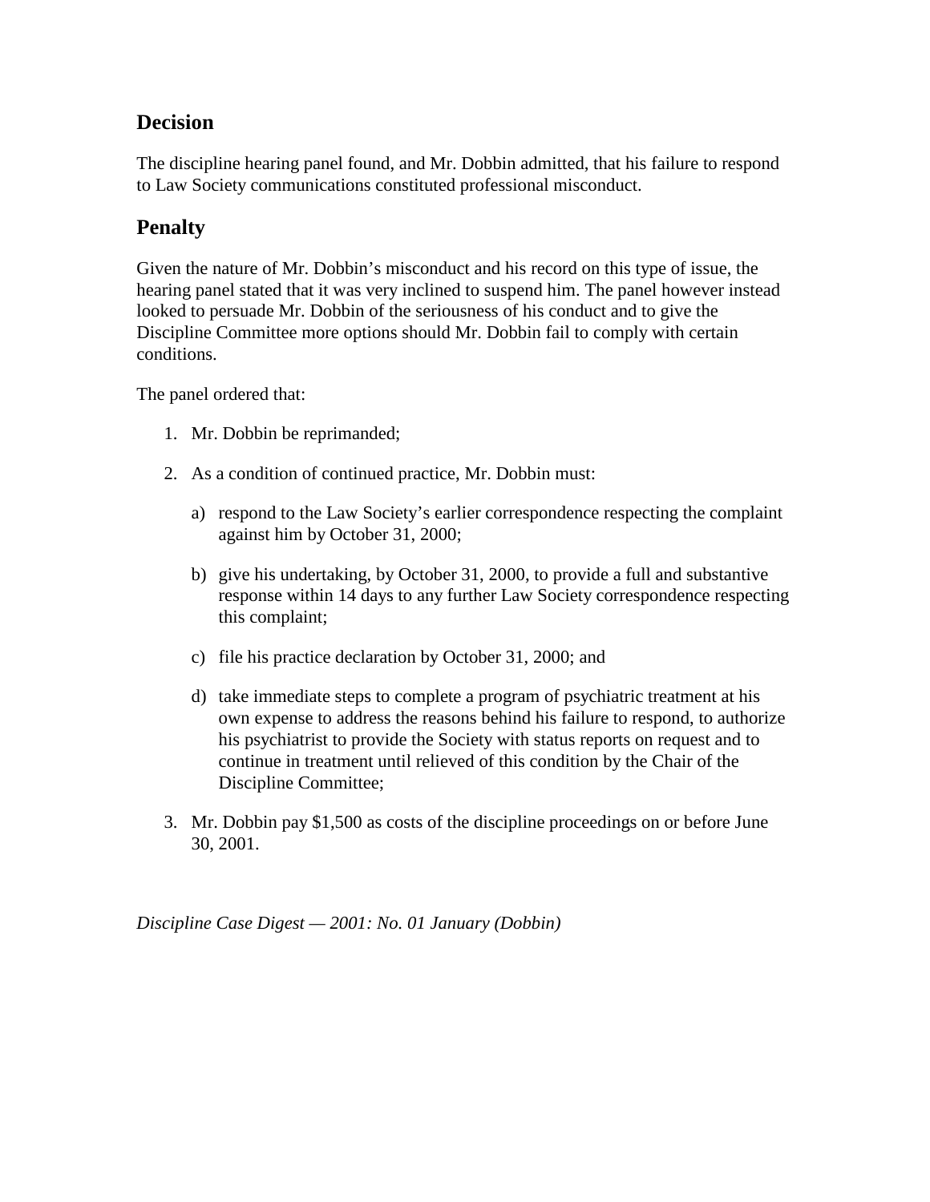## Decision

The discipline hearing panel found, and Mr. Dobbin admitted, that his failure to respond to Law Society communications constituted professional misconduct.

## Penalty

Given the nature of Mr. Dobbin's misconduct and his record on this type of issue, the hearing panel stated that it was very inclined to suspend him. The panel however instead looked to persuade Mr. Dobbin of the seriousness of his conduct and to give the Discipline Committee more options should Mr. Dobbin fail to comply with certain conditions.

The panel ordered that:

1. Mr. Dobbin be reprimanded;
2. As a condition of continued practice, Mr. Dobbin must:
   a) respond to the Law Society's earlier correspondence respecting the complaint against him by October 31, 2000;
   b) give his undertaking, by October 31, 2000, to provide a full and substantive response within 14 days to any further Law Society correspondence respecting this complaint;
   c) file his practice declaration by October 31, 2000; and
   d) take immediate steps to complete a program of psychiatric treatment at his own expense to address the reasons behind his failure to respond, to authorize his psychiatrist to provide the Society with status reports on request and to continue in treatment until relieved of this condition by the Chair of the Discipline Committee;
3. Mr. Dobbin pay $1,500 as costs of the discipline proceedings on or before June 30, 2001.

*Discipline Case Digest — 2001: No. 01 January (Dobbin)*